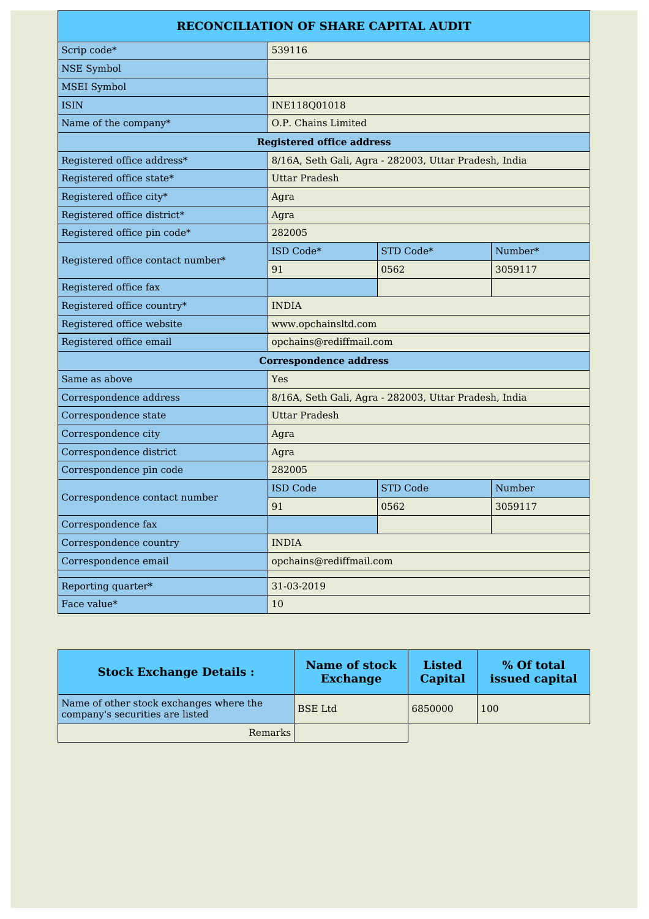# RECONCILIATION OF SHARE CAPITAL AUDIT

| Field | Value | | |
|---|---|---|---|
| Scrip code* | 539116 | | |
| NSE Symbol | | | |
| MSEI Symbol | | | |
| ISIN | INE118Q01018 | | |
| Name of the company* | O.P. Chains Limited | | |
| **Registered office address** | | | |
| Registered office address* | 8/16A, Seth Gali, Agra - 282003, Uttar Pradesh, India | | |
| Registered office state* | Uttar Pradesh | | |
| Registered office city* | Agra | | |
| Registered office district* | Agra | | |
| Registered office pin code* | 282005 | | |
| Registered office contact number* | ISD Code* | STD Code* | Number* |
| | 91 | 0562 | 3059117 |
| Registered office fax | | | |
| Registered office country* | INDIA | | |
| Registered office website | www.opchainsltd.com | | |
| Registered office email | opchains@rediffmail.com | | |
| **Correspondence address** | | | |
| Same as above | Yes | | |
| Correspondence address | 8/16A, Seth Gali, Agra - 282003, Uttar Pradesh, India | | |
| Correspondence state | Uttar Pradesh | | |
| Correspondence city | Agra | | |
| Correspondence district | Agra | | |
| Correspondence pin code | 282005 | | |
| Correspondence contact number | ISD Code | STD Code | Number |
| | 91 | 0562 | 3059117 |
| Correspondence fax | | | |
| Correspondence country | INDIA | | |
| Correspondence email | opchains@rediffmail.com | | |
| | | | |
| Reporting quarter* | 31-03-2019 | | |
| Face value* | 10 | | |

| Stock Exchange Details : | Name of stock Exchange | Listed Capital | % Of total issued capital |
|---|---|---|---|
| Name of other stock exchanges where the company's securities are listed | BSE Ltd | 6850000 | 100 |
| Remarks | | | |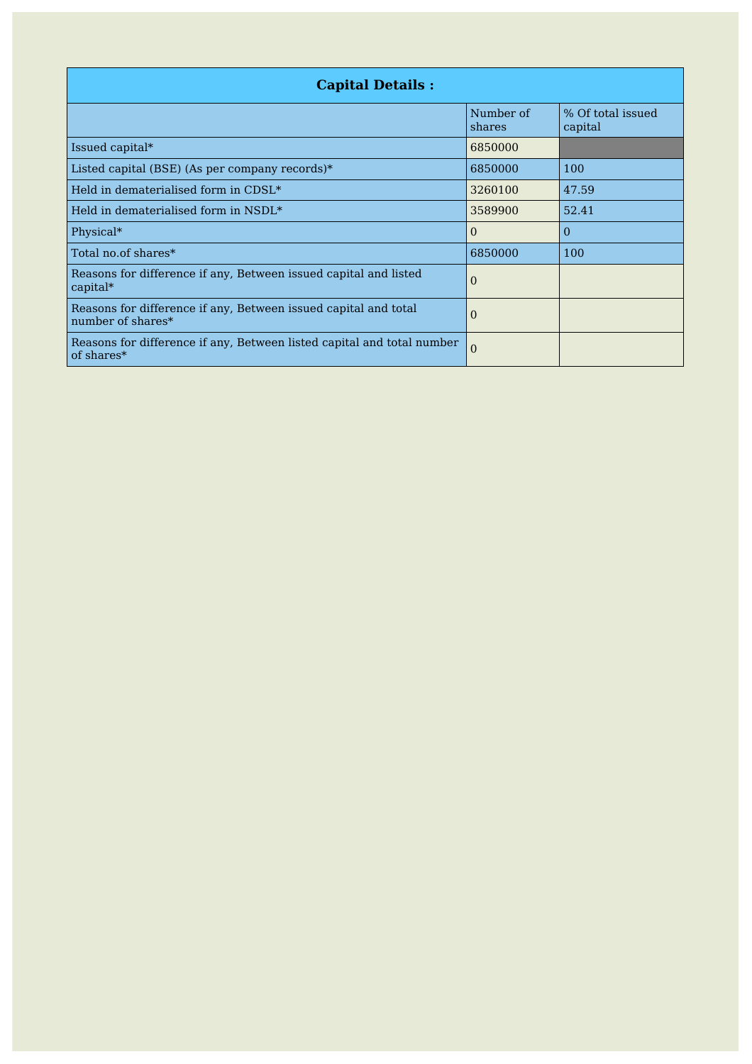| Capital Details : | | |
|---|---|---|
| | Number of shares | % Of total issued capital |
| Issued capital* | 6850000 | |
| Listed capital (BSE) (As per company records)* | 6850000 | 100 |
| Held in dematerialised form in CDSL* | 3260100 | 47.59 |
| Held in dematerialised form in NSDL* | 3589900 | 52.41 |
| Physical* | 0 | 0 |
| Total no.of shares* | 6850000 | 100 |
| Reasons for difference if any, Between issued capital and listed capital* | 0 | |
| Reasons for difference if any, Between issued capital and total number of shares* | 0 | |
| Reasons for difference if any, Between listed capital and total number of shares* | 0 | |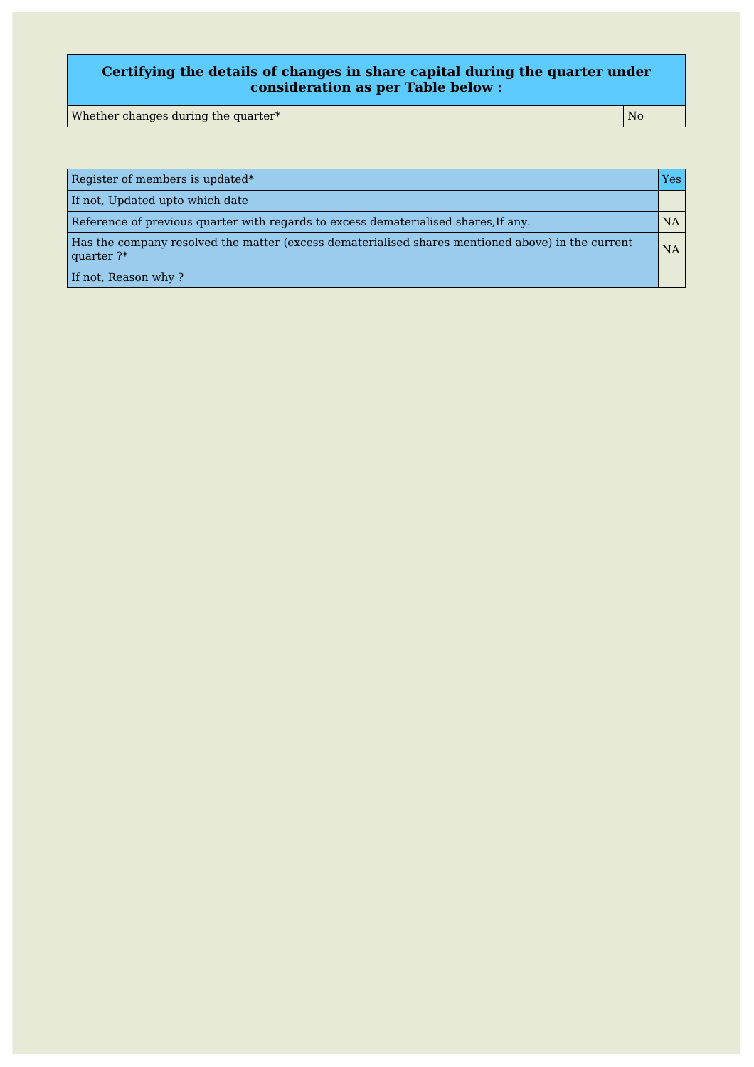| Certifying the details of changes in share capital during the quarter under consideration as per Table below : | |
|---|---|
| Whether changes during the quarter* | No |

| Register of members is updated* | Yes |
|---|---|
| If not, Updated upto which date | |
| Reference of previous quarter with regards to excess dematerialised shares,If any. | NA |
| Has the company resolved the matter (excess dematerialised shares mentioned above) in the current quarter ?* | NA |
| If not, Reason why ? | |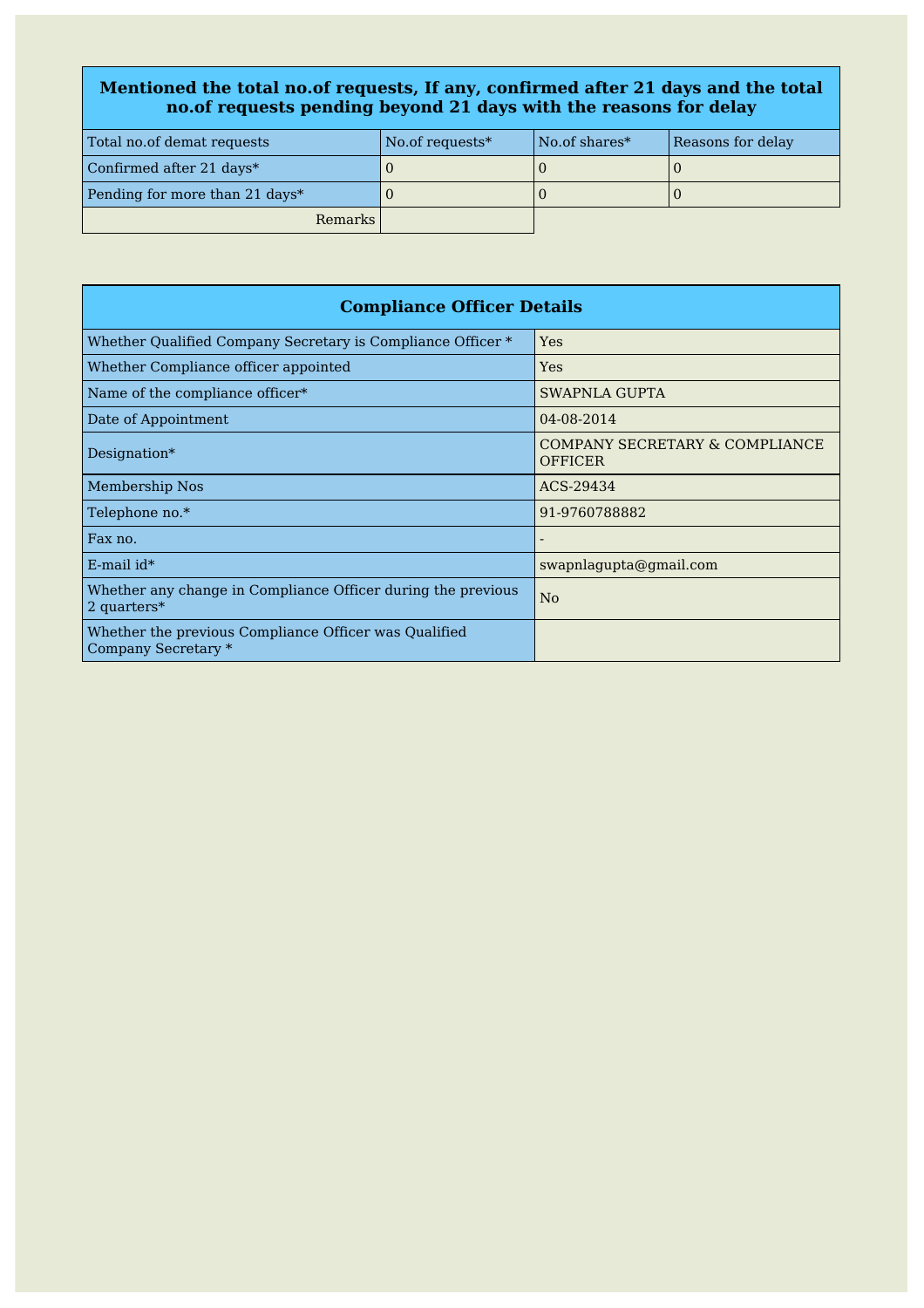## Mentioned the total no.of requests, If any, confirmed after 21 days and the total no.of requests pending beyond 21 days with the reasons for delay

| Total no.of demat requests | No.of requests* | No.of shares* | Reasons for delay |
|---|---|---|---|
| Confirmed after 21 days* | 0 | 0 | 0 |
| Pending for more than 21 days* | 0 | 0 | 0 |
| Remarks | | | |

## Compliance Officer Details

| | |
|---|---|
| Whether Qualified Company Secretary is Compliance Officer * | Yes |
| Whether Compliance officer appointed | Yes |
| Name of the compliance officer* | SWAPNLA GUPTA |
| Date of Appointment | 04-08-2014 |
| Designation* | COMPANY SECRETARY & COMPLIANCE OFFICER |
| Membership Nos | ACS-29434 |
| Telephone no.* | 91-9760788882 |
| Fax no. | - |
| E-mail id* | swapnlagupta@gmail.com |
| Whether any change in Compliance Officer during the previous 2 quarters* | No |
| Whether the previous Compliance Officer was Qualified Company Secretary * | |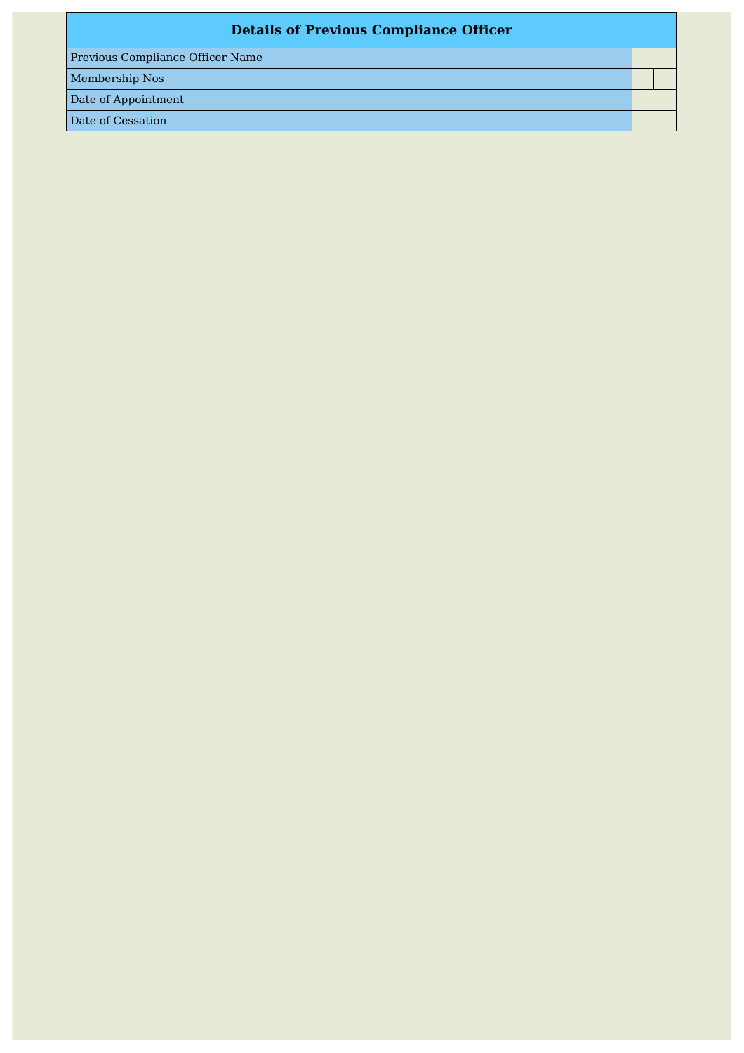| Details of Previous Compliance Officer | | |
|---|---|---|
| Previous Compliance Officer Name | | |
| Membership Nos | | |
| Date of Appointment | | |
| Date of Cessation | | |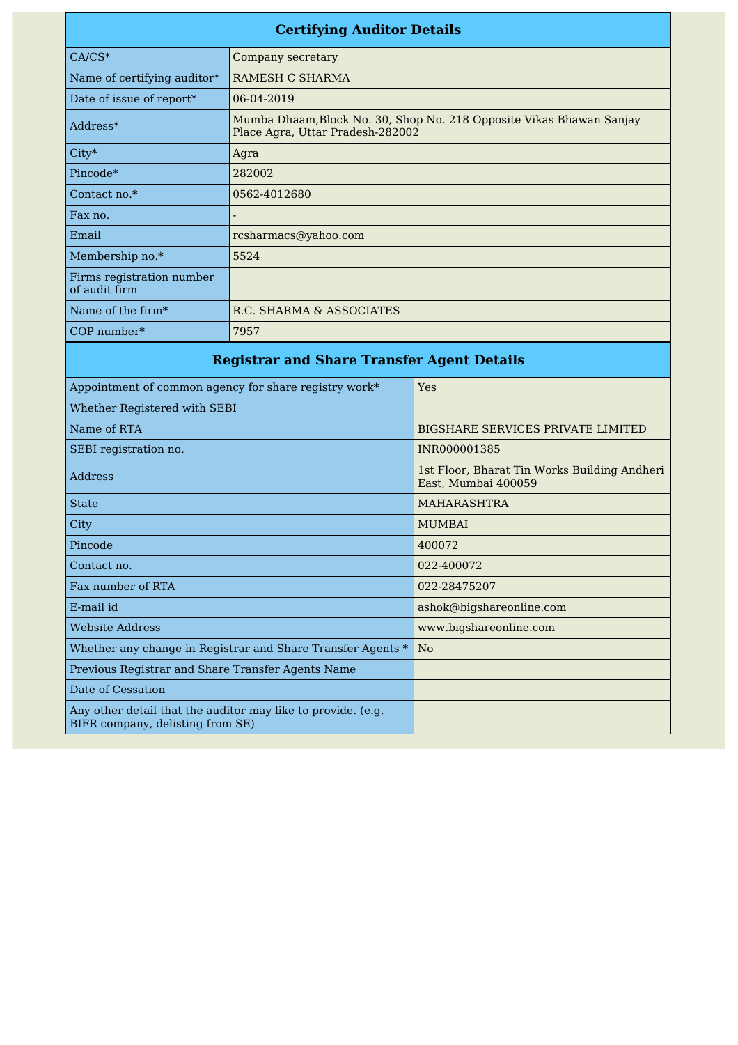## Certifying Auditor Details

| | |
|---|---|
| CA/CS* | Company secretary |
| Name of certifying auditor* | RAMESH C SHARMA |
| Date of issue of report* | 06-04-2019 |
| Address* | Mumba Dhaam,Block No. 30, Shop No. 218 Opposite Vikas Bhawan Sanjay Place Agra, Uttar Pradesh-282002 |
| City* | Agra |
| Pincode* | 282002 |
| Contact no.* | 0562-4012680 |
| Fax no. | - |
| Email | rcsharmacs@yahoo.com |
| Membership no.* | 5524 |
| Firms registration number of audit firm | |
| Name of the firm* | R.C. SHARMA & ASSOCIATES |
| COP number* | 7957 |

## Registrar and Share Transfer Agent Details

| | |
|---|---|
| Appointment of common agency for share registry work* | Yes |
| Whether Registered with SEBI | |
| Name of RTA | BIGSHARE SERVICES PRIVATE LIMITED |
| SEBI registration no. | INR000001385 |
| Address | 1st Floor, Bharat Tin Works Building Andheri East, Mumbai 400059 |
| State | MAHARASHTRA |
| City | MUMBAI |
| Pincode | 400072 |
| Contact no. | 022-400072 |
| Fax number of RTA | 022-28475207 |
| E-mail id | ashok@bigshareonline.com |
| Website Address | www.bigshareonline.com |
| Whether any change in Registrar and Share Transfer Agents * | No |
| Previous Registrar and Share Transfer Agents Name | |
| Date of Cessation | |
| Any other detail that the auditor may like to provide. (e.g. BIFR company, delisting from SE) | |